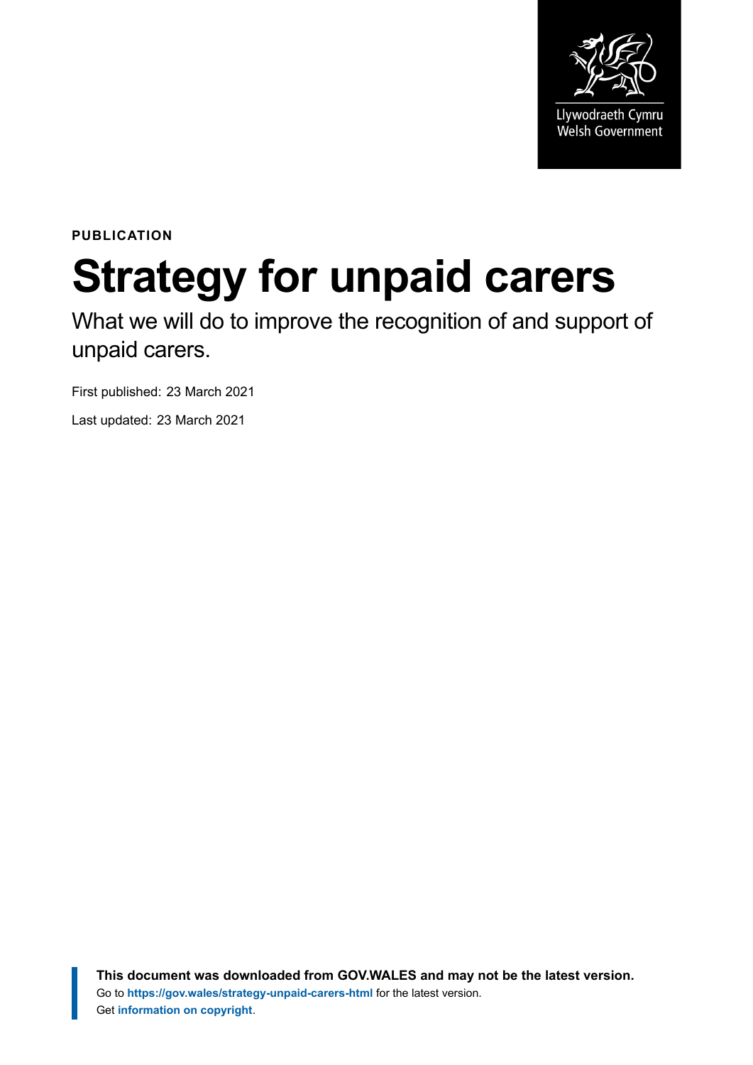Llywodraeth Cymru
Welsh Government

**PUBLICATION**

# Strategy for unpaid carers

What we will do to improve the recognition of and support of unpaid carers.

First published: 23 March 2021

Last updated: 23 March 2021

**This document was downloaded from GOV.WALES and may not be the latest version.**
Go to **https://gov.wales/strategy-unpaid-carers-html** for the latest version.
Get **information on copyright**.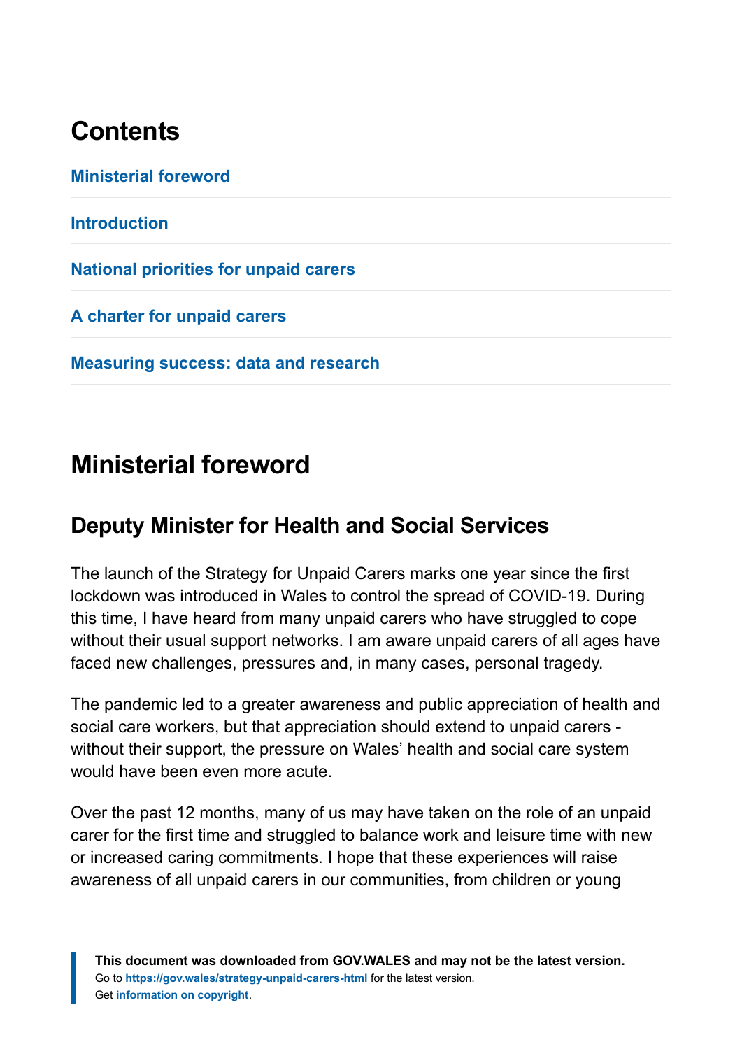## Contents

Ministerial foreword

Introduction

National priorities for unpaid carers

A charter for unpaid carers

Measuring success: data and research

## Ministerial foreword

### Deputy Minister for Health and Social Services

The launch of the Strategy for Unpaid Carers marks one year since the first lockdown was introduced in Wales to control the spread of COVID-19. During this time, I have heard from many unpaid carers who have struggled to cope without their usual support networks. I am aware unpaid carers of all ages have faced new challenges, pressures and, in many cases, personal tragedy.

The pandemic led to a greater awareness and public appreciation of health and social care workers, but that appreciation should extend to unpaid carers - without their support, the pressure on Wales' health and social care system would have been even more acute.

Over the past 12 months, many of us may have taken on the role of an unpaid carer for the first time and struggled to balance work and leisure time with new or increased caring commitments. I hope that these experiences will raise awareness of all unpaid carers in our communities, from children or young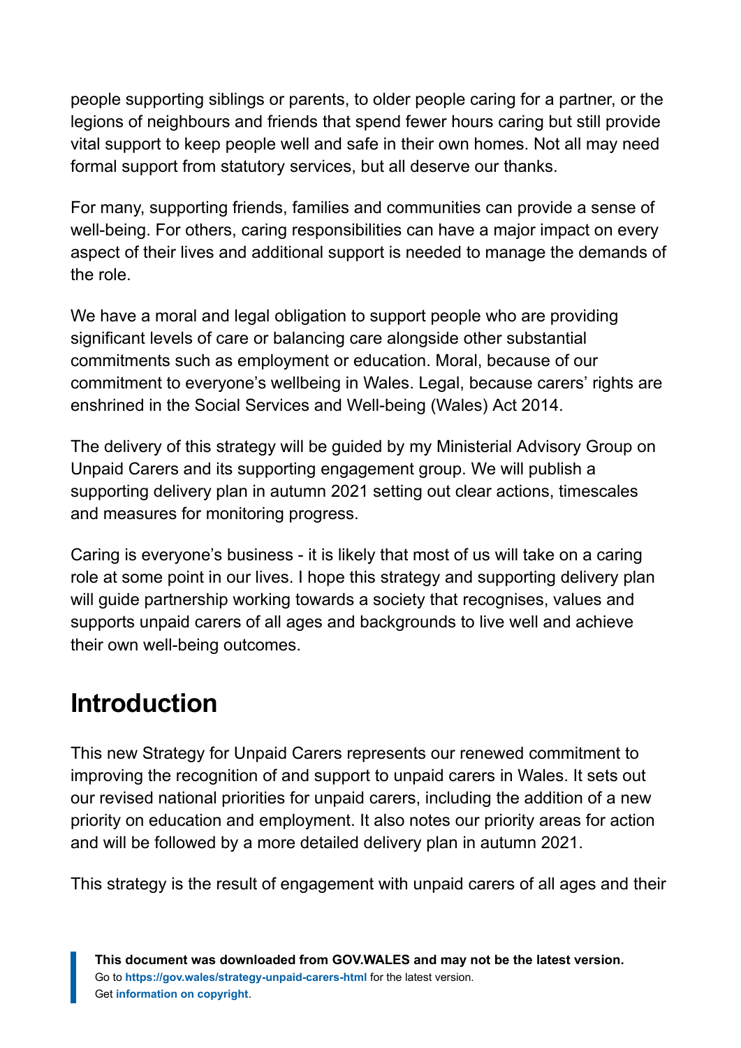people supporting siblings or parents, to older people caring for a partner, or the legions of neighbours and friends that spend fewer hours caring but still provide vital support to keep people well and safe in their own homes. Not all may need formal support from statutory services, but all deserve our thanks.

For many, supporting friends, families and communities can provide a sense of well-being. For others, caring responsibilities can have a major impact on every aspect of their lives and additional support is needed to manage the demands of the role.

We have a moral and legal obligation to support people who are providing significant levels of care or balancing care alongside other substantial commitments such as employment or education. Moral, because of our commitment to everyone's wellbeing in Wales. Legal, because carers' rights are enshrined in the Social Services and Well-being (Wales) Act 2014.

The delivery of this strategy will be guided by my Ministerial Advisory Group on Unpaid Carers and its supporting engagement group. We will publish a supporting delivery plan in autumn 2021 setting out clear actions, timescales and measures for monitoring progress.

Caring is everyone's business - it is likely that most of us will take on a caring role at some point in our lives. I hope this strategy and supporting delivery plan will guide partnership working towards a society that recognises, values and supports unpaid carers of all ages and backgrounds to live well and achieve their own well-being outcomes.

## Introduction

This new Strategy for Unpaid Carers represents our renewed commitment to improving the recognition of and support to unpaid carers in Wales. It sets out our revised national priorities for unpaid carers, including the addition of a new priority on education and employment. It also notes our priority areas for action and will be followed by a more detailed delivery plan in autumn 2021.

This strategy is the result of engagement with unpaid carers of all ages and their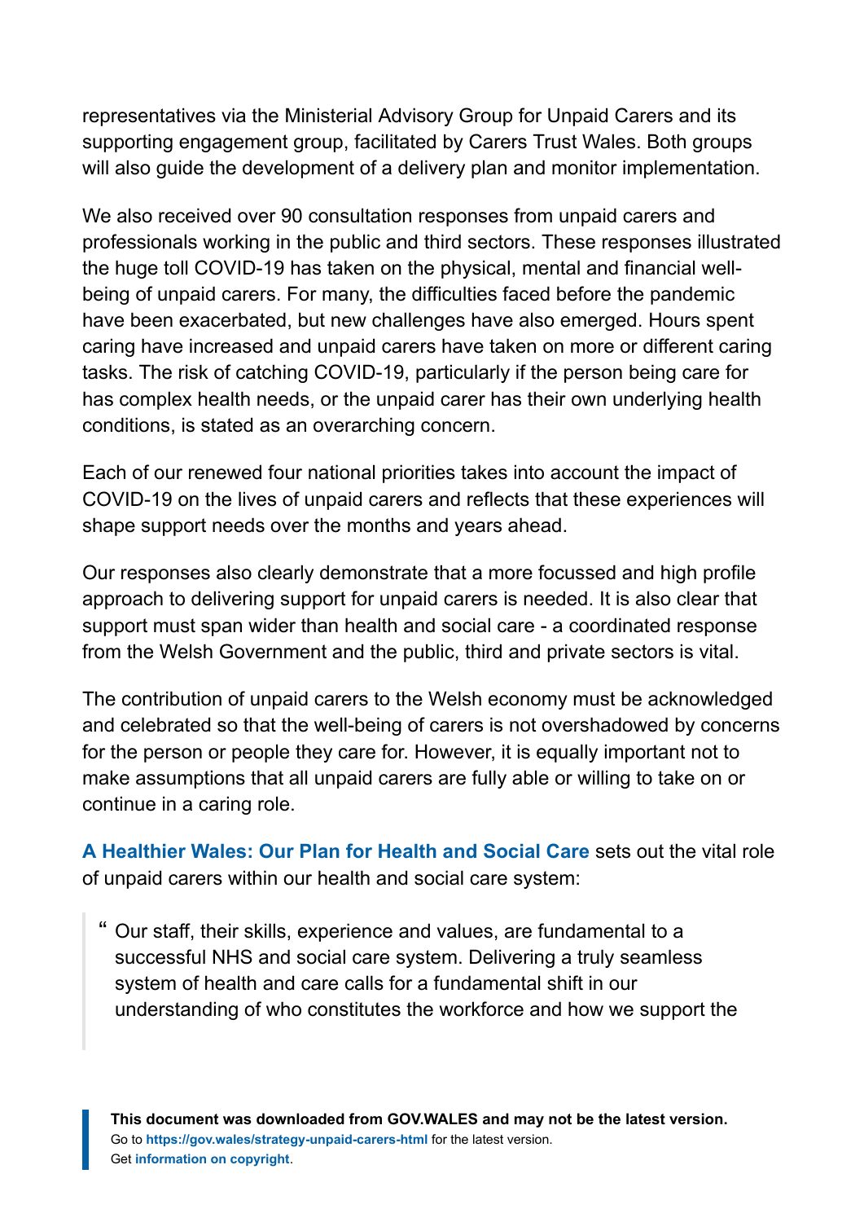representatives via the Ministerial Advisory Group for Unpaid Carers and its supporting engagement group, facilitated by Carers Trust Wales. Both groups will also guide the development of a delivery plan and monitor implementation.

We also received over 90 consultation responses from unpaid carers and professionals working in the public and third sectors. These responses illustrated the huge toll COVID-19 has taken on the physical, mental and financial well-being of unpaid carers. For many, the difficulties faced before the pandemic have been exacerbated, but new challenges have also emerged. Hours spent caring have increased and unpaid carers have taken on more or different caring tasks. The risk of catching COVID-19, particularly if the person being care for has complex health needs, or the unpaid carer has their own underlying health conditions, is stated as an overarching concern.

Each of our renewed four national priorities takes into account the impact of COVID-19 on the lives of unpaid carers and reflects that these experiences will shape support needs over the months and years ahead.

Our responses also clearly demonstrate that a more focussed and high profile approach to delivering support for unpaid carers is needed. It is also clear that support must span wider than health and social care - a coordinated response from the Welsh Government and the public, third and private sectors is vital.

The contribution of unpaid carers to the Welsh economy must be acknowledged and celebrated so that the well-being of carers is not overshadowed by concerns for the person or people they care for. However, it is equally important not to make assumptions that all unpaid carers are fully able or willing to take on or continue in a caring role.

**A Healthier Wales: Our Plan for Health and Social Care** sets out the vital role of unpaid carers within our health and social care system:

> “ Our staff, their skills, experience and values, are fundamental to a successful NHS and social care system. Delivering a truly seamless system of health and care calls for a fundamental shift in our understanding of who constitutes the workforce and how we support the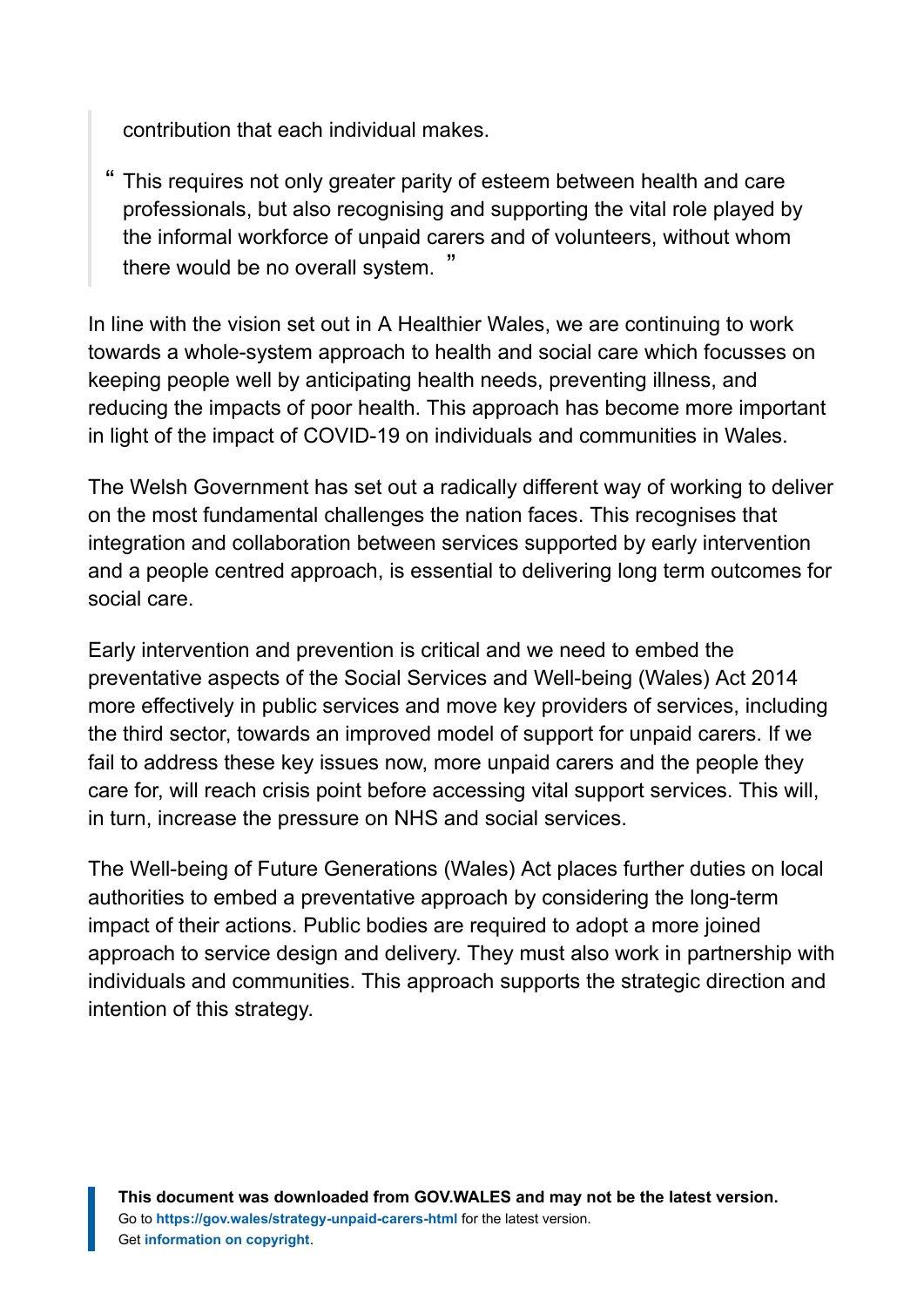> contribution that each individual makes.
>
> “This requires not only greater parity of esteem between health and care professionals, but also recognising and supporting the vital role played by the informal workforce of unpaid carers and of volunteers, without whom there would be no overall system.”

In line with the vision set out in A Healthier Wales, we are continuing to work towards a whole-system approach to health and social care which focusses on keeping people well by anticipating health needs, preventing illness, and reducing the impacts of poor health. This approach has become more important in light of the impact of COVID-19 on individuals and communities in Wales.

The Welsh Government has set out a radically different way of working to deliver on the most fundamental challenges the nation faces. This recognises that integration and collaboration between services supported by early intervention and a people centred approach, is essential to delivering long term outcomes for social care.

Early intervention and prevention is critical and we need to embed the preventative aspects of the Social Services and Well-being (Wales) Act 2014 more effectively in public services and move key providers of services, including the third sector, towards an improved model of support for unpaid carers. If we fail to address these key issues now, more unpaid carers and the people they care for, will reach crisis point before accessing vital support services. This will, in turn, increase the pressure on NHS and social services.

The Well-being of Future Generations (Wales) Act places further duties on local authorities to embed a preventative approach by considering the long-term impact of their actions. Public bodies are required to adopt a more joined approach to service design and delivery. They must also work in partnership with individuals and communities. This approach supports the strategic direction and intention of this strategy.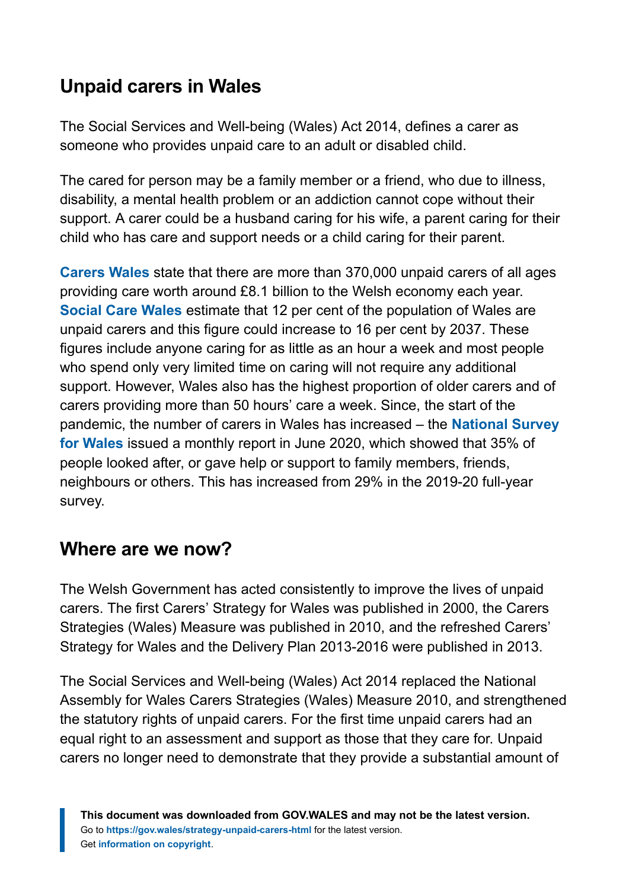## Unpaid carers in Wales

The Social Services and Well-being (Wales) Act 2014, defines a carer as someone who provides unpaid care to an adult or disabled child.

The cared for person may be a family member or a friend, who due to illness, disability, a mental health problem or an addiction cannot cope without their support. A carer could be a husband caring for his wife, a parent caring for their child who has care and support needs or a child caring for their parent.

**Carers Wales** state that there are more than 370,000 unpaid carers of all ages providing care worth around £8.1 billion to the Welsh economy each year. **Social Care Wales** estimate that 12 per cent of the population of Wales are unpaid carers and this figure could increase to 16 per cent by 2037. These figures include anyone caring for as little as an hour a week and most people who spend only very limited time on caring will not require any additional support. However, Wales also has the highest proportion of older carers and of carers providing more than 50 hours' care a week. Since, the start of the pandemic, the number of carers in Wales has increased – the **National Survey for Wales** issued a monthly report in June 2020, which showed that 35% of people looked after, or gave help or support to family members, friends, neighbours or others. This has increased from 29% in the 2019-20 full-year survey.

## Where are we now?

The Welsh Government has acted consistently to improve the lives of unpaid carers. The first Carers' Strategy for Wales was published in 2000, the Carers Strategies (Wales) Measure was published in 2010, and the refreshed Carers' Strategy for Wales and the Delivery Plan 2013-2016 were published in 2013.

The Social Services and Well-being (Wales) Act 2014 replaced the National Assembly for Wales Carers Strategies (Wales) Measure 2010, and strengthened the statutory rights of unpaid carers. For the first time unpaid carers had an equal right to an assessment and support as those that they care for. Unpaid carers no longer need to demonstrate that they provide a substantial amount of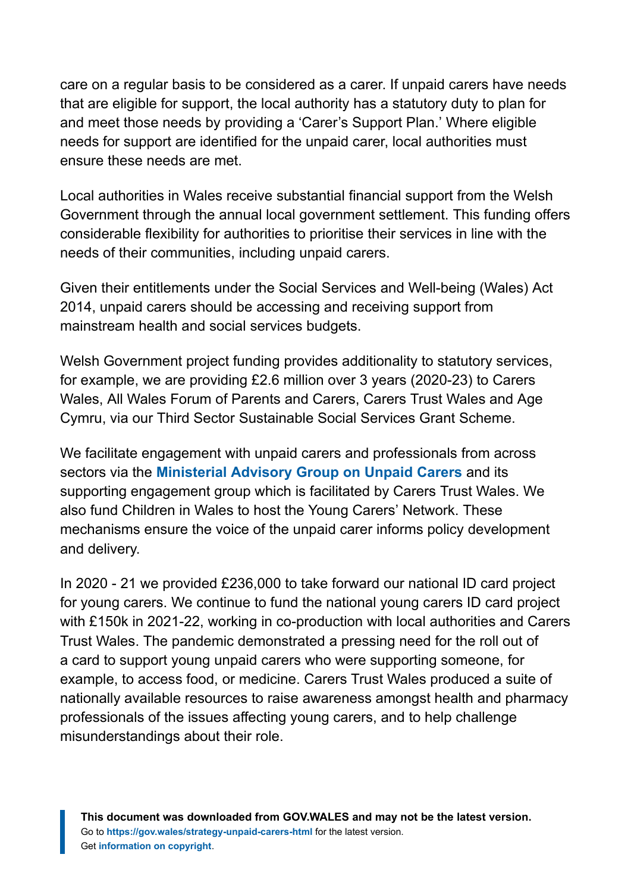care on a regular basis to be considered as a carer. If unpaid carers have needs that are eligible for support, the local authority has a statutory duty to plan for and meet those needs by providing a 'Carer's Support Plan.' Where eligible needs for support are identified for the unpaid carer, local authorities must ensure these needs are met.

Local authorities in Wales receive substantial financial support from the Welsh Government through the annual local government settlement. This funding offers considerable flexibility for authorities to prioritise their services in line with the needs of their communities, including unpaid carers.

Given their entitlements under the Social Services and Well-being (Wales) Act 2014, unpaid carers should be accessing and receiving support from mainstream health and social services budgets.

Welsh Government project funding provides additionality to statutory services, for example, we are providing £2.6 million over 3 years (2020-23) to Carers Wales, All Wales Forum of Parents and Carers, Carers Trust Wales and Age Cymru, via our Third Sector Sustainable Social Services Grant Scheme.

We facilitate engagement with unpaid carers and professionals from across sectors via the **Ministerial Advisory Group on Unpaid Carers** and its supporting engagement group which is facilitated by Carers Trust Wales. We also fund Children in Wales to host the Young Carers' Network. These mechanisms ensure the voice of the unpaid carer informs policy development and delivery.

In 2020 - 21 we provided £236,000 to take forward our national ID card project for young carers. We continue to fund the national young carers ID card project with £150k in 2021-22, working in co-production with local authorities and Carers Trust Wales. The pandemic demonstrated a pressing need for the roll out of a card to support young unpaid carers who were supporting someone, for example, to access food, or medicine. Carers Trust Wales produced a suite of nationally available resources to raise awareness amongst health and pharmacy professionals of the issues affecting young carers, and to help challenge misunderstandings about their role.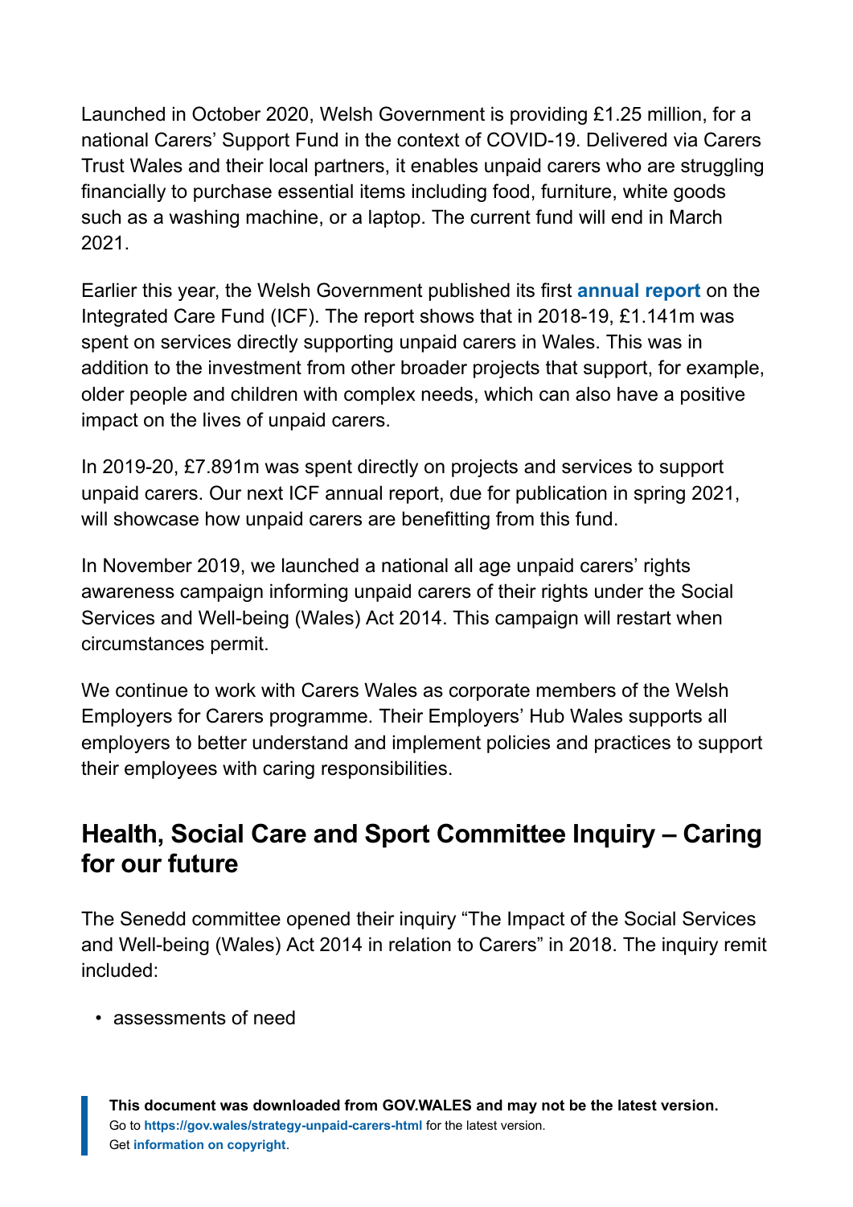Launched in October 2020, Welsh Government is providing £1.25 million, for a national Carers' Support Fund in the context of COVID-19. Delivered via Carers Trust Wales and their local partners, it enables unpaid carers who are struggling financially to purchase essential items including food, furniture, white goods such as a washing machine, or a laptop. The current fund will end in March 2021.

Earlier this year, the Welsh Government published its first **annual report** on the Integrated Care Fund (ICF). The report shows that in 2018-19, £1.141m was spent on services directly supporting unpaid carers in Wales. This was in addition to the investment from other broader projects that support, for example, older people and children with complex needs, which can also have a positive impact on the lives of unpaid carers.

In 2019-20, £7.891m was spent directly on projects and services to support unpaid carers. Our next ICF annual report, due for publication in spring 2021, will showcase how unpaid carers are benefitting from this fund.

In November 2019, we launched a national all age unpaid carers' rights awareness campaign informing unpaid carers of their rights under the Social Services and Well-being (Wales) Act 2014. This campaign will restart when circumstances permit.

We continue to work with Carers Wales as corporate members of the Welsh Employers for Carers programme. Their Employers' Hub Wales supports all employers to better understand and implement policies and practices to support their employees with caring responsibilities.

## Health, Social Care and Sport Committee Inquiry – Caring for our future

The Senedd committee opened their inquiry "The Impact of the Social Services and Well-being (Wales) Act 2014 in relation to Carers" in 2018. The inquiry remit included:

- assessments of need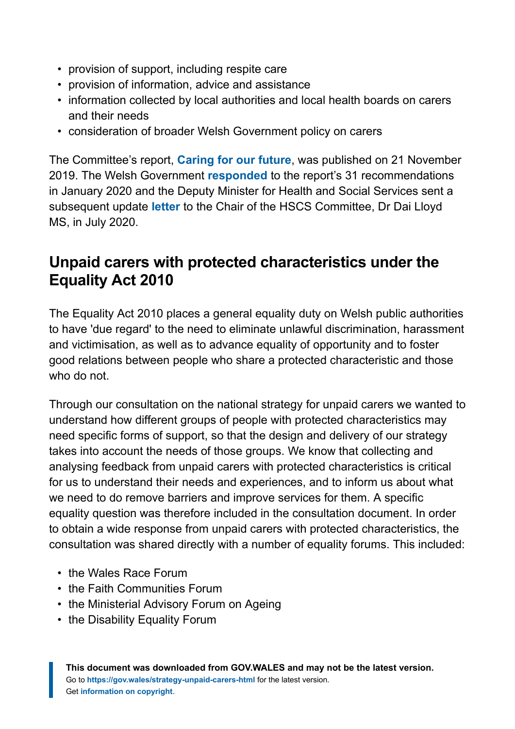- provision of support, including respite care
- provision of information, advice and assistance
- information collected by local authorities and local health boards on carers and their needs
- consideration of broader Welsh Government policy on carers

The Committee's report, **Caring for our future**, was published on 21 November 2019. The Welsh Government **responded** to the report's 31 recommendations in January 2020 and the Deputy Minister for Health and Social Services sent a subsequent update **letter** to the Chair of the HSCS Committee, Dr Dai Lloyd MS, in July 2020.

## Unpaid carers with protected characteristics under the Equality Act 2010

The Equality Act 2010 places a general equality duty on Welsh public authorities to have 'due regard' to the need to eliminate unlawful discrimination, harassment and victimisation, as well as to advance equality of opportunity and to foster good relations between people who share a protected characteristic and those who do not.

Through our consultation on the national strategy for unpaid carers we wanted to understand how different groups of people with protected characteristics may need specific forms of support, so that the design and delivery of our strategy takes into account the needs of those groups. We know that collecting and analysing feedback from unpaid carers with protected characteristics is critical for us to understand their needs and experiences, and to inform us about what we need to do remove barriers and improve services for them. A specific equality question was therefore included in the consultation document. In order to obtain a wide response from unpaid carers with protected characteristics, the consultation was shared directly with a number of equality forums. This included:

- the Wales Race Forum
- the Faith Communities Forum
- the Ministerial Advisory Forum on Ageing
- the Disability Equality Forum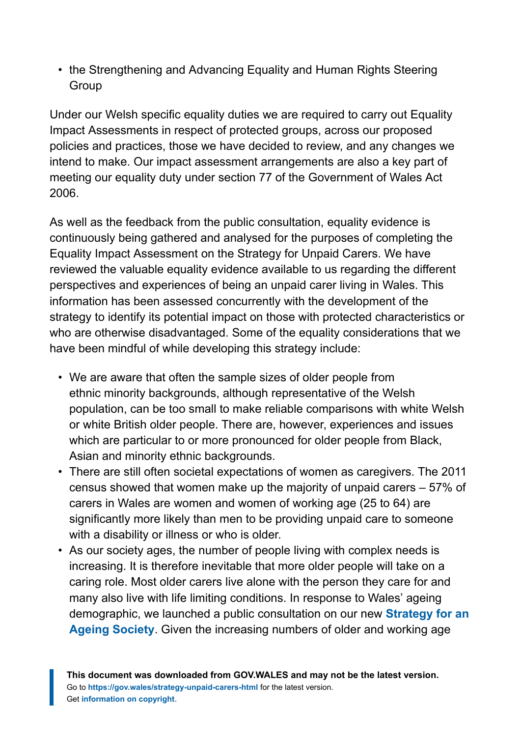- the Strengthening and Advancing Equality and Human Rights Steering Group

Under our Welsh specific equality duties we are required to carry out Equality Impact Assessments in respect of protected groups, across our proposed policies and practices, those we have decided to review, and any changes we intend to make. Our impact assessment arrangements are also a key part of meeting our equality duty under section 77 of the Government of Wales Act 2006.

As well as the feedback from the public consultation, equality evidence is continuously being gathered and analysed for the purposes of completing the Equality Impact Assessment on the Strategy for Unpaid Carers. We have reviewed the valuable equality evidence available to us regarding the different perspectives and experiences of being an unpaid carer living in Wales. This information has been assessed concurrently with the development of the strategy to identify its potential impact on those with protected characteristics or who are otherwise disadvantaged. Some of the equality considerations that we have been mindful of while developing this strategy include:

- We are aware that often the sample sizes of older people from ethnic minority backgrounds, although representative of the Welsh population, can be too small to make reliable comparisons with white Welsh or white British older people. There are, however, experiences and issues which are particular to or more pronounced for older people from Black, Asian and minority ethnic backgrounds.
- There are still often societal expectations of women as caregivers. The 2011 census showed that women make up the majority of unpaid carers – 57% of carers in Wales are women and women of working age (25 to 64) are significantly more likely than men to be providing unpaid care to someone with a disability or illness or who is older.
- As our society ages, the number of people living with complex needs is increasing. It is therefore inevitable that more older people will take on a caring role. Most older carers live alone with the person they care for and many also live with life limiting conditions. In response to Wales' ageing demographic, we launched a public consultation on our new **Strategy for an Ageing Society**. Given the increasing numbers of older and working age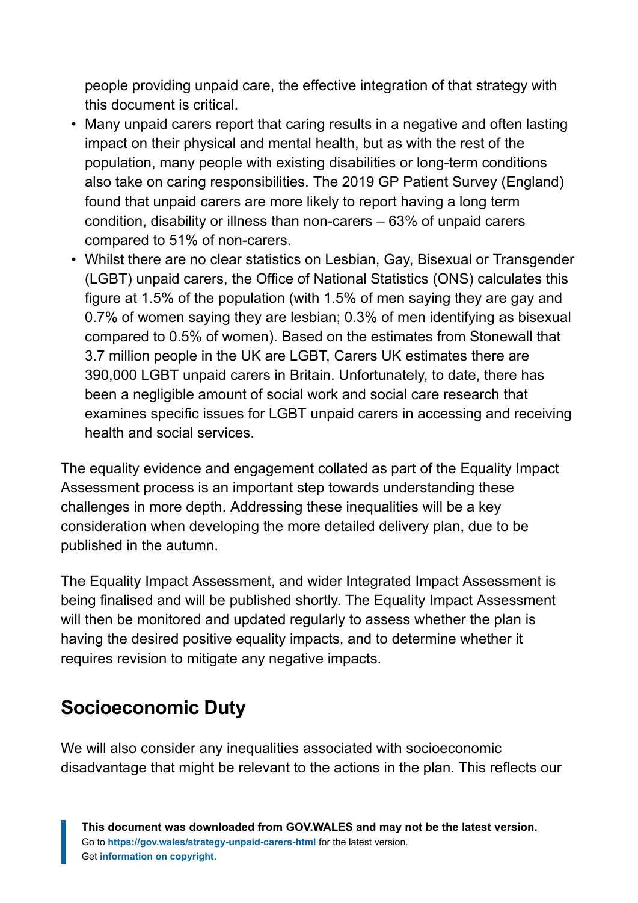people providing unpaid care, the effective integration of that strategy with this document is critical.

- Many unpaid carers report that caring results in a negative and often lasting impact on their physical and mental health, but as with the rest of the population, many people with existing disabilities or long-term conditions also take on caring responsibilities. The 2019 GP Patient Survey (England) found that unpaid carers are more likely to report having a long term condition, disability or illness than non-carers – 63% of unpaid carers compared to 51% of non-carers.
- Whilst there are no clear statistics on Lesbian, Gay, Bisexual or Transgender (LGBT) unpaid carers, the Office of National Statistics (ONS) calculates this figure at 1.5% of the population (with 1.5% of men saying they are gay and 0.7% of women saying they are lesbian; 0.3% of men identifying as bisexual compared to 0.5% of women). Based on the estimates from Stonewall that 3.7 million people in the UK are LGBT, Carers UK estimates there are 390,000 LGBT unpaid carers in Britain. Unfortunately, to date, there has been a negligible amount of social work and social care research that examines specific issues for LGBT unpaid carers in accessing and receiving health and social services.

The equality evidence and engagement collated as part of the Equality Impact Assessment process is an important step towards understanding these challenges in more depth. Addressing these inequalities will be a key consideration when developing the more detailed delivery plan, due to be published in the autumn.

The Equality Impact Assessment, and wider Integrated Impact Assessment is being finalised and will be published shortly. The Equality Impact Assessment will then be monitored and updated regularly to assess whether the plan is having the desired positive equality impacts, and to determine whether it requires revision to mitigate any negative impacts.

## Socioeconomic Duty

We will also consider any inequalities associated with socioeconomic disadvantage that might be relevant to the actions in the plan. This reflects our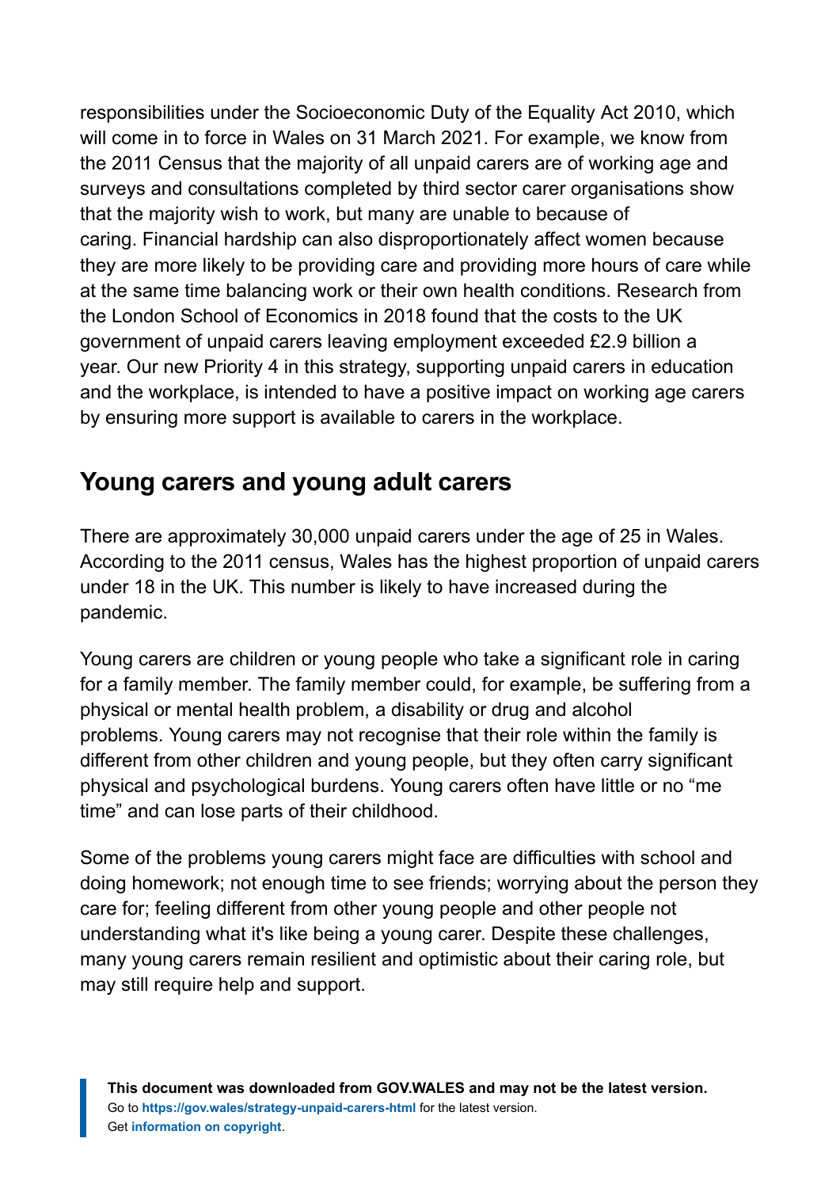responsibilities under the Socioeconomic Duty of the Equality Act 2010, which will come in to force in Wales on 31 March 2021. For example, we know from the 2011 Census that the majority of all unpaid carers are of working age and surveys and consultations completed by third sector carer organisations show that the majority wish to work, but many are unable to because of caring. Financial hardship can also disproportionately affect women because they are more likely to be providing care and providing more hours of care while at the same time balancing work or their own health conditions. Research from the London School of Economics in 2018 found that the costs to the UK government of unpaid carers leaving employment exceeded £2.9 billion a year. Our new Priority 4 in this strategy, supporting unpaid carers in education and the workplace, is intended to have a positive impact on working age carers by ensuring more support is available to carers in the workplace.

## Young carers and young adult carers

There are approximately 30,000 unpaid carers under the age of 25 in Wales. According to the 2011 census, Wales has the highest proportion of unpaid carers under 18 in the UK. This number is likely to have increased during the pandemic.

Young carers are children or young people who take a significant role in caring for a family member. The family member could, for example, be suffering from a physical or mental health problem, a disability or drug and alcohol problems. Young carers may not recognise that their role within the family is different from other children and young people, but they often carry significant physical and psychological burdens. Young carers often have little or no "me time" and can lose parts of their childhood.

Some of the problems young carers might face are difficulties with school and doing homework; not enough time to see friends; worrying about the person they care for; feeling different from other young people and other people not understanding what it's like being a young carer. Despite these challenges, many young carers remain resilient and optimistic about their caring role, but may still require help and support.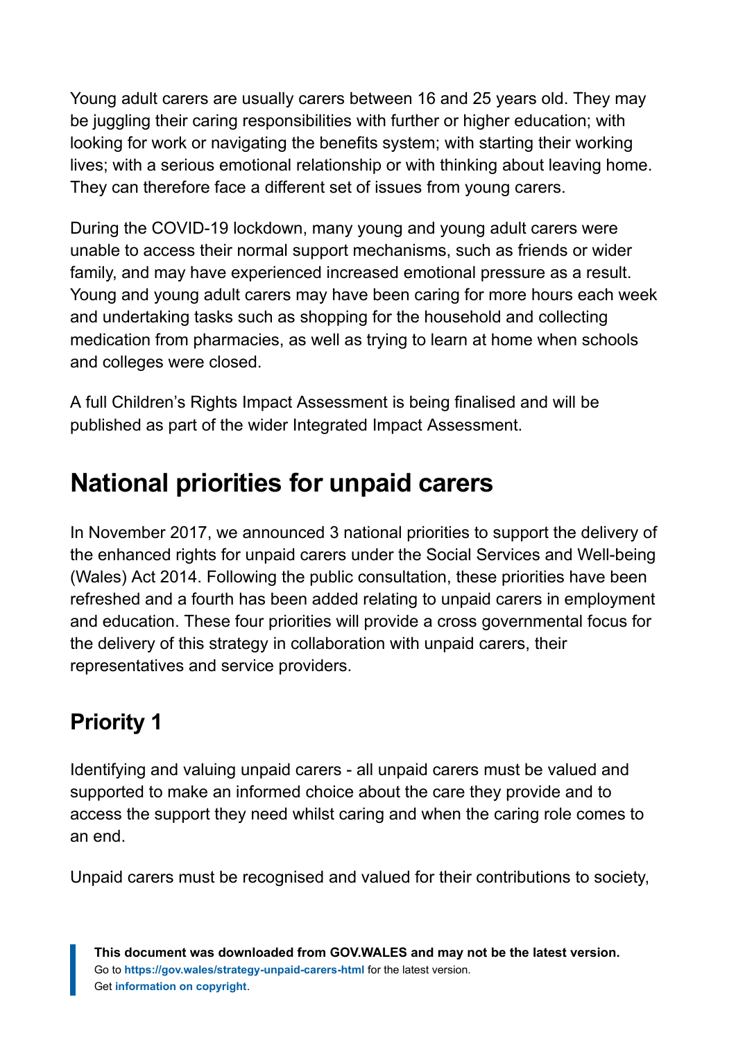Young adult carers are usually carers between 16 and 25 years old. They may be juggling their caring responsibilities with further or higher education; with looking for work or navigating the benefits system; with starting their working lives; with a serious emotional relationship or with thinking about leaving home. They can therefore face a different set of issues from young carers.

During the COVID-19 lockdown, many young and young adult carers were unable to access their normal support mechanisms, such as friends or wider family, and may have experienced increased emotional pressure as a result. Young and young adult carers may have been caring for more hours each week and undertaking tasks such as shopping for the household and collecting medication from pharmacies, as well as trying to learn at home when schools and colleges were closed.

A full Children's Rights Impact Assessment is being finalised and will be published as part of the wider Integrated Impact Assessment.

## National priorities for unpaid carers

In November 2017, we announced 3 national priorities to support the delivery of the enhanced rights for unpaid carers under the Social Services and Well-being (Wales) Act 2014. Following the public consultation, these priorities have been refreshed and a fourth has been added relating to unpaid carers in employment and education. These four priorities will provide a cross governmental focus for the delivery of this strategy in collaboration with unpaid carers, their representatives and service providers.

### Priority 1

Identifying and valuing unpaid carers - all unpaid carers must be valued and supported to make an informed choice about the care they provide and to access the support they need whilst caring and when the caring role comes to an end.

Unpaid carers must be recognised and valued for their contributions to society,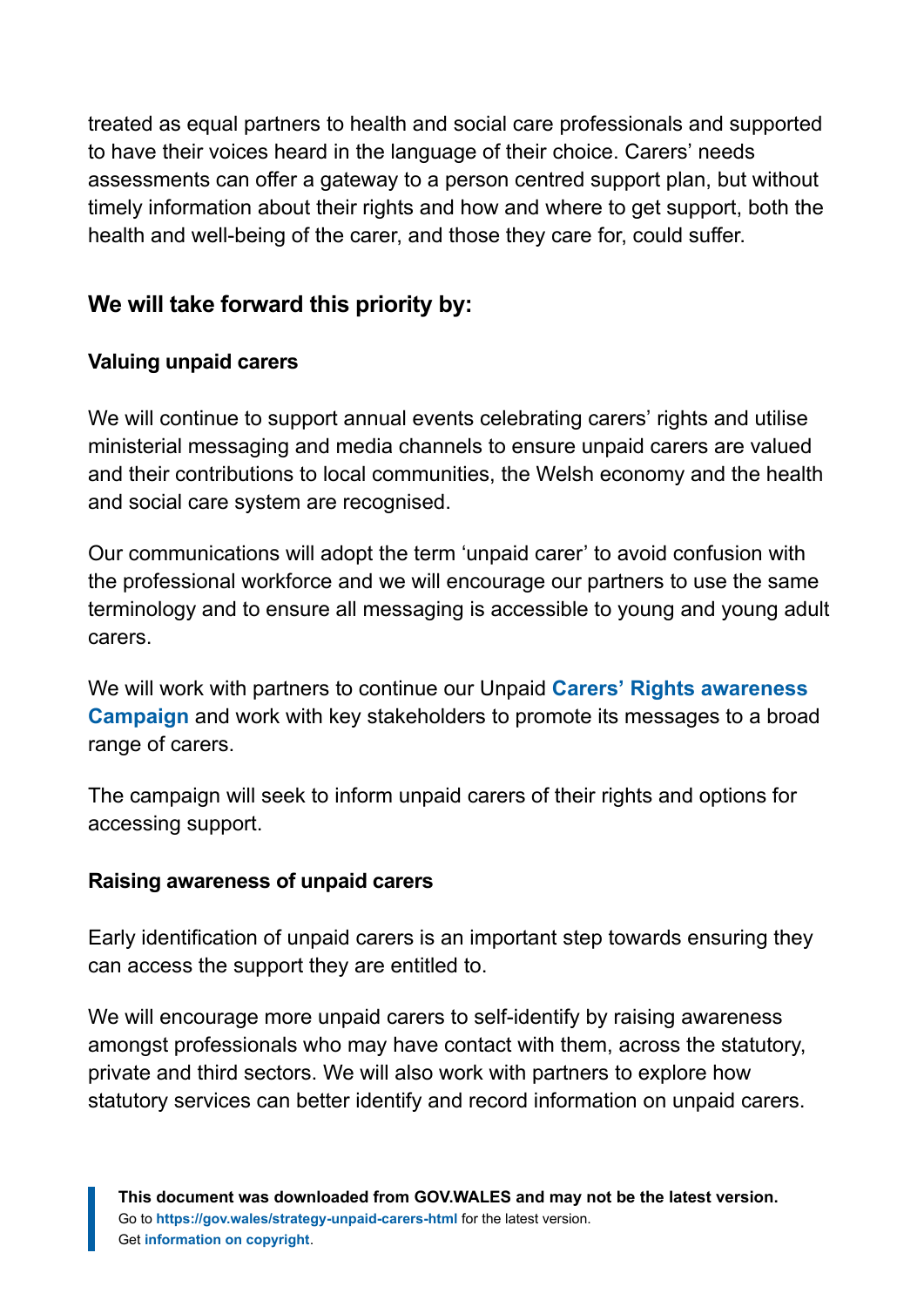treated as equal partners to health and social care professionals and supported to have their voices heard in the language of their choice. Carers' needs assessments can offer a gateway to a person centred support plan, but without timely information about their rights and how and where to get support, both the health and well-being of the carer, and those they care for, could suffer.

### We will take forward this priority by:

**Valuing unpaid carers**

We will continue to support annual events celebrating carers' rights and utilise ministerial messaging and media channels to ensure unpaid carers are valued and their contributions to local communities, the Welsh economy and the health and social care system are recognised.

Our communications will adopt the term 'unpaid carer' to avoid confusion with the professional workforce and we will encourage our partners to use the same terminology and to ensure all messaging is accessible to young and young adult carers.

We will work with partners to continue our Unpaid **Carers' Rights awareness Campaign** and work with key stakeholders to promote its messages to a broad range of carers.

The campaign will seek to inform unpaid carers of their rights and options for accessing support.

**Raising awareness of unpaid carers**

Early identification of unpaid carers is an important step towards ensuring they can access the support they are entitled to.

We will encourage more unpaid carers to self-identify by raising awareness amongst professionals who may have contact with them, across the statutory, private and third sectors. We will also work with partners to explore how statutory services can better identify and record information on unpaid carers.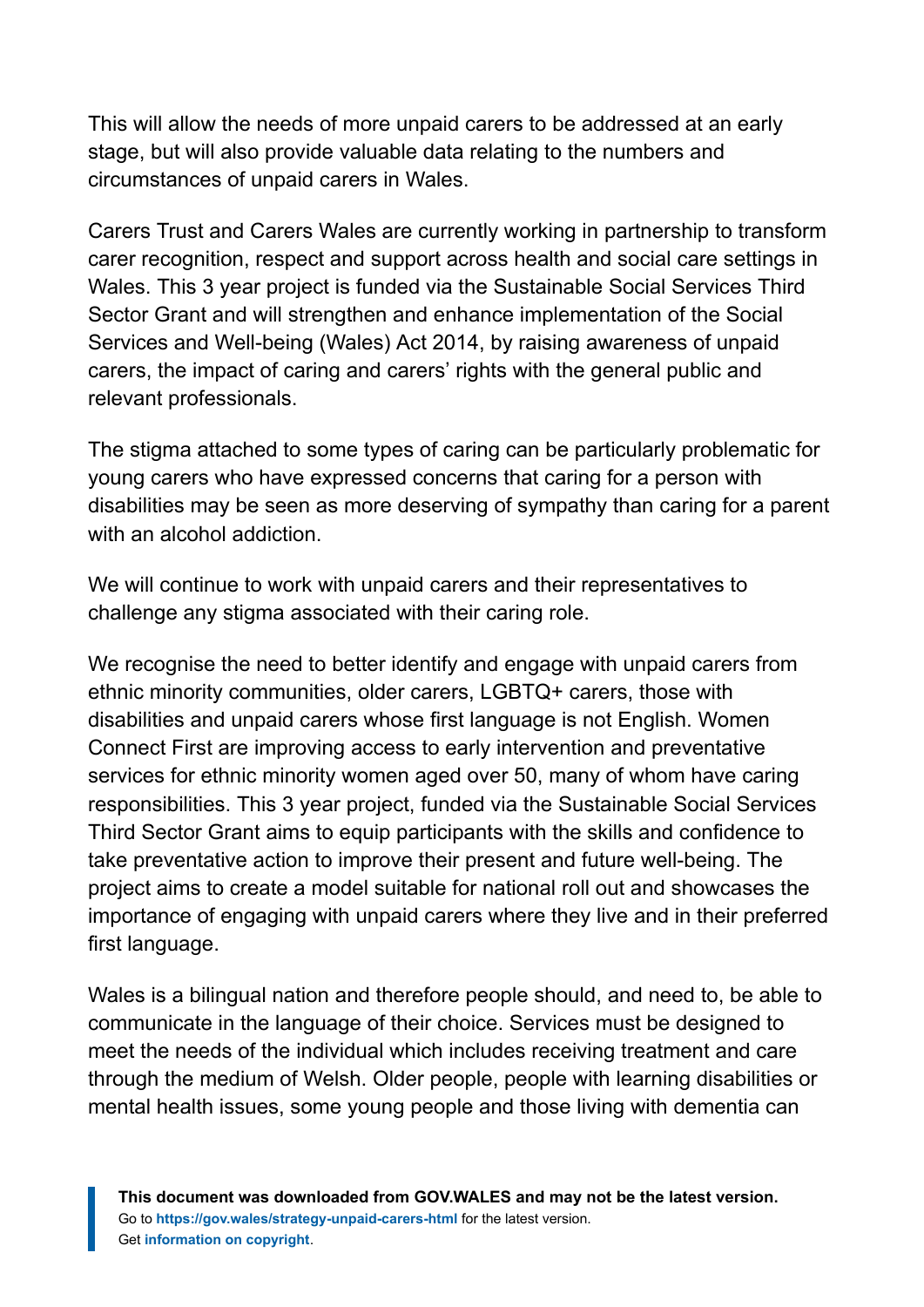This will allow the needs of more unpaid carers to be addressed at an early stage, but will also provide valuable data relating to the numbers and circumstances of unpaid carers in Wales.

Carers Trust and Carers Wales are currently working in partnership to transform carer recognition, respect and support across health and social care settings in Wales. This 3 year project is funded via the Sustainable Social Services Third Sector Grant and will strengthen and enhance implementation of the Social Services and Well-being (Wales) Act 2014, by raising awareness of unpaid carers, the impact of caring and carers' rights with the general public and relevant professionals.

The stigma attached to some types of caring can be particularly problematic for young carers who have expressed concerns that caring for a person with disabilities may be seen as more deserving of sympathy than caring for a parent with an alcohol addiction.

We will continue to work with unpaid carers and their representatives to challenge any stigma associated with their caring role.

We recognise the need to better identify and engage with unpaid carers from ethnic minority communities, older carers, LGBTQ+ carers, those with disabilities and unpaid carers whose first language is not English. Women Connect First are improving access to early intervention and preventative services for ethnic minority women aged over 50, many of whom have caring responsibilities. This 3 year project, funded via the Sustainable Social Services Third Sector Grant aims to equip participants with the skills and confidence to take preventative action to improve their present and future well-being. The project aims to create a model suitable for national roll out and showcases the importance of engaging with unpaid carers where they live and in their preferred first language.

Wales is a bilingual nation and therefore people should, and need to, be able to communicate in the language of their choice. Services must be designed to meet the needs of the individual which includes receiving treatment and care through the medium of Welsh. Older people, people with learning disabilities or mental health issues, some young people and those living with dementia can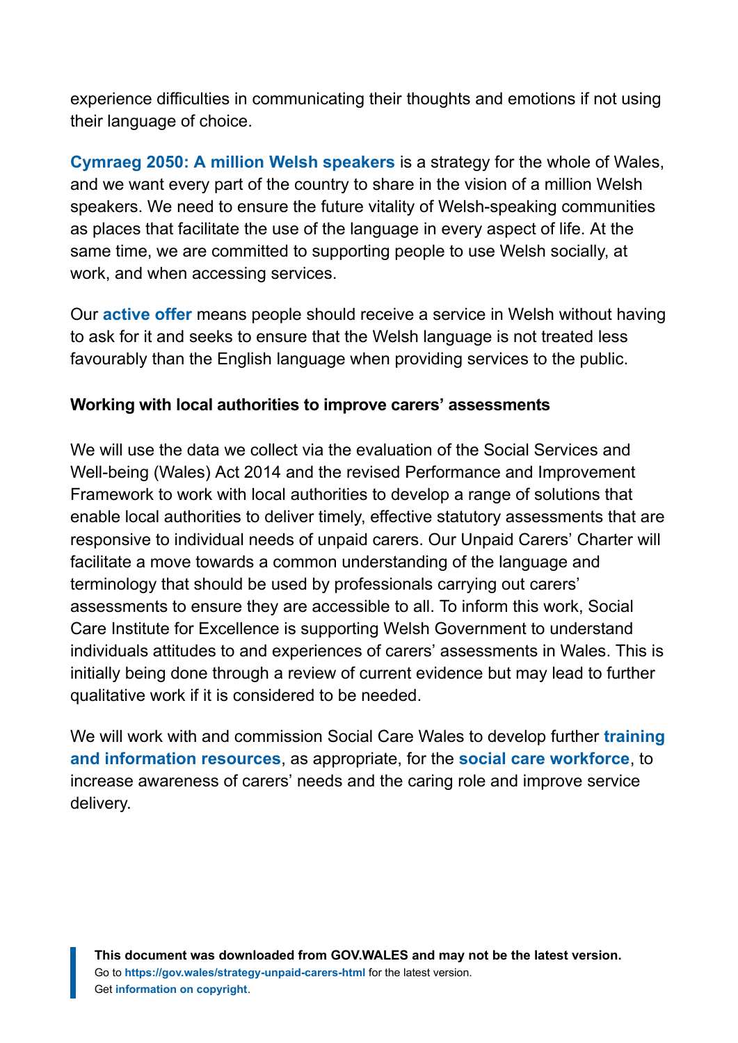experience difficulties in communicating their thoughts and emotions if not using their language of choice.

**Cymraeg 2050: A million Welsh speakers** is a strategy for the whole of Wales, and we want every part of the country to share in the vision of a million Welsh speakers. We need to ensure the future vitality of Welsh-speaking communities as places that facilitate the use of the language in every aspect of life. At the same time, we are committed to supporting people to use Welsh socially, at work, and when accessing services.

Our **active offer** means people should receive a service in Welsh without having to ask for it and seeks to ensure that the Welsh language is not treated less favourably than the English language when providing services to the public.

**Working with local authorities to improve carers' assessments**

We will use the data we collect via the evaluation of the Social Services and Well-being (Wales) Act 2014 and the revised Performance and Improvement Framework to work with local authorities to develop a range of solutions that enable local authorities to deliver timely, effective statutory assessments that are responsive to individual needs of unpaid carers. Our Unpaid Carers' Charter will facilitate a move towards a common understanding of the language and terminology that should be used by professionals carrying out carers' assessments to ensure they are accessible to all. To inform this work, Social Care Institute for Excellence is supporting Welsh Government to understand individuals attitudes to and experiences of carers' assessments in Wales. This is initially being done through a review of current evidence but may lead to further qualitative work if it is considered to be needed.

We will work with and commission Social Care Wales to develop further **training and information resources**, as appropriate, for the **social care workforce**, to increase awareness of carers' needs and the caring role and improve service delivery.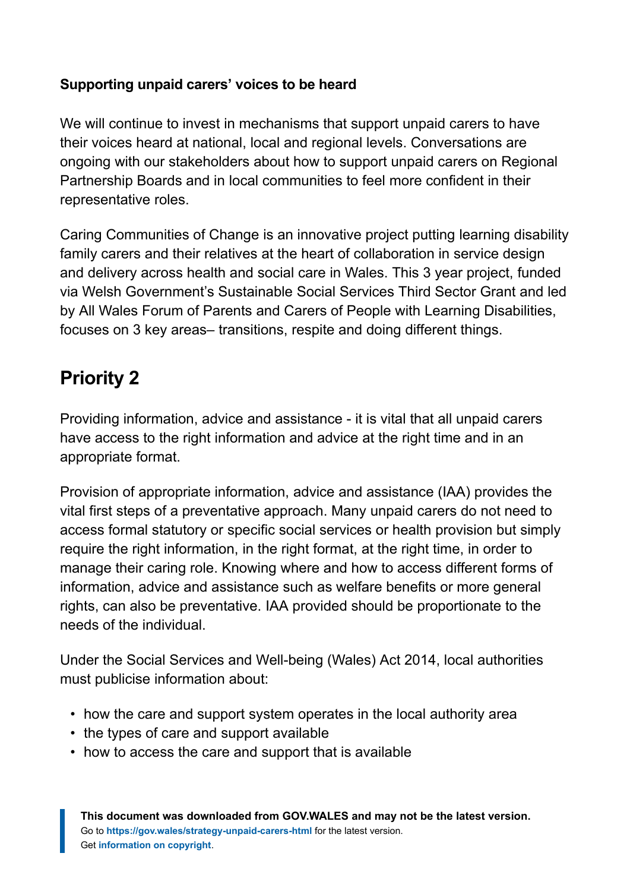**Supporting unpaid carers' voices to be heard**

We will continue to invest in mechanisms that support unpaid carers to have their voices heard at national, local and regional levels. Conversations are ongoing with our stakeholders about how to support unpaid carers on Regional Partnership Boards and in local communities to feel more confident in their representative roles.

Caring Communities of Change is an innovative project putting learning disability family carers and their relatives at the heart of collaboration in service design and delivery across health and social care in Wales. This 3 year project, funded via Welsh Government's Sustainable Social Services Third Sector Grant and led by All Wales Forum of Parents and Carers of People with Learning Disabilities, focuses on 3 key areas– transitions, respite and doing different things.

## Priority 2

Providing information, advice and assistance - it is vital that all unpaid carers have access to the right information and advice at the right time and in an appropriate format.

Provision of appropriate information, advice and assistance (IAA) provides the vital first steps of a preventative approach. Many unpaid carers do not need to access formal statutory or specific social services or health provision but simply require the right information, in the right format, at the right time, in order to manage their caring role. Knowing where and how to access different forms of information, advice and assistance such as welfare benefits or more general rights, can also be preventative. IAA provided should be proportionate to the needs of the individual.

Under the Social Services and Well-being (Wales) Act 2014, local authorities must publicise information about:

- how the care and support system operates in the local authority area
- the types of care and support available
- how to access the care and support that is available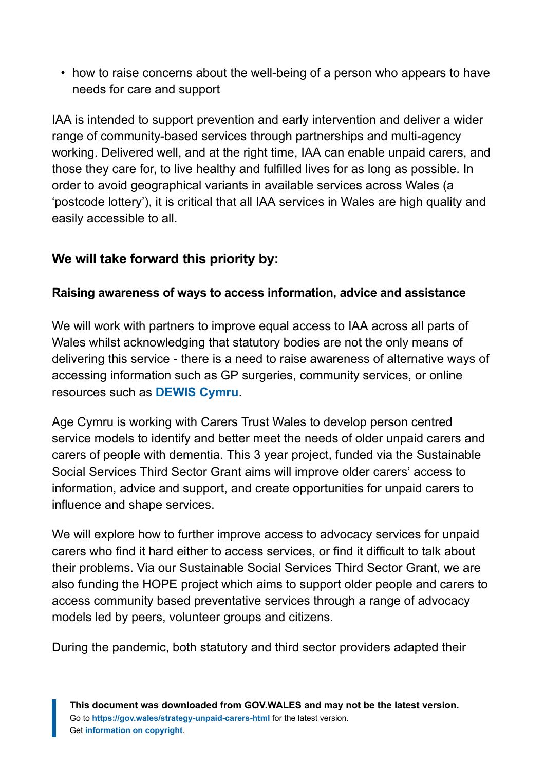- how to raise concerns about the well-being of a person who appears to have needs for care and support

IAA is intended to support prevention and early intervention and deliver a wider range of community-based services through partnerships and multi-agency working. Delivered well, and at the right time, IAA can enable unpaid carers, and those they care for, to live healthy and fulfilled lives for as long as possible. In order to avoid geographical variants in available services across Wales (a 'postcode lottery'), it is critical that all IAA services in Wales are high quality and easily accessible to all.

### We will take forward this priority by:

#### Raising awareness of ways to access information, advice and assistance

We will work with partners to improve equal access to IAA across all parts of Wales whilst acknowledging that statutory bodies are not the only means of delivering this service - there is a need to raise awareness of alternative ways of accessing information such as GP surgeries, community services, or online resources such as **DEWIS Cymru**.

Age Cymru is working with Carers Trust Wales to develop person centred service models to identify and better meet the needs of older unpaid carers and carers of people with dementia. This 3 year project, funded via the Sustainable Social Services Third Sector Grant aims will improve older carers' access to information, advice and support, and create opportunities for unpaid carers to influence and shape services.

We will explore how to further improve access to advocacy services for unpaid carers who find it hard either to access services, or find it difficult to talk about their problems. Via our Sustainable Social Services Third Sector Grant, we are also funding the HOPE project which aims to support older people and carers to access community based preventative services through a range of advocacy models led by peers, volunteer groups and citizens.

During the pandemic, both statutory and third sector providers adapted their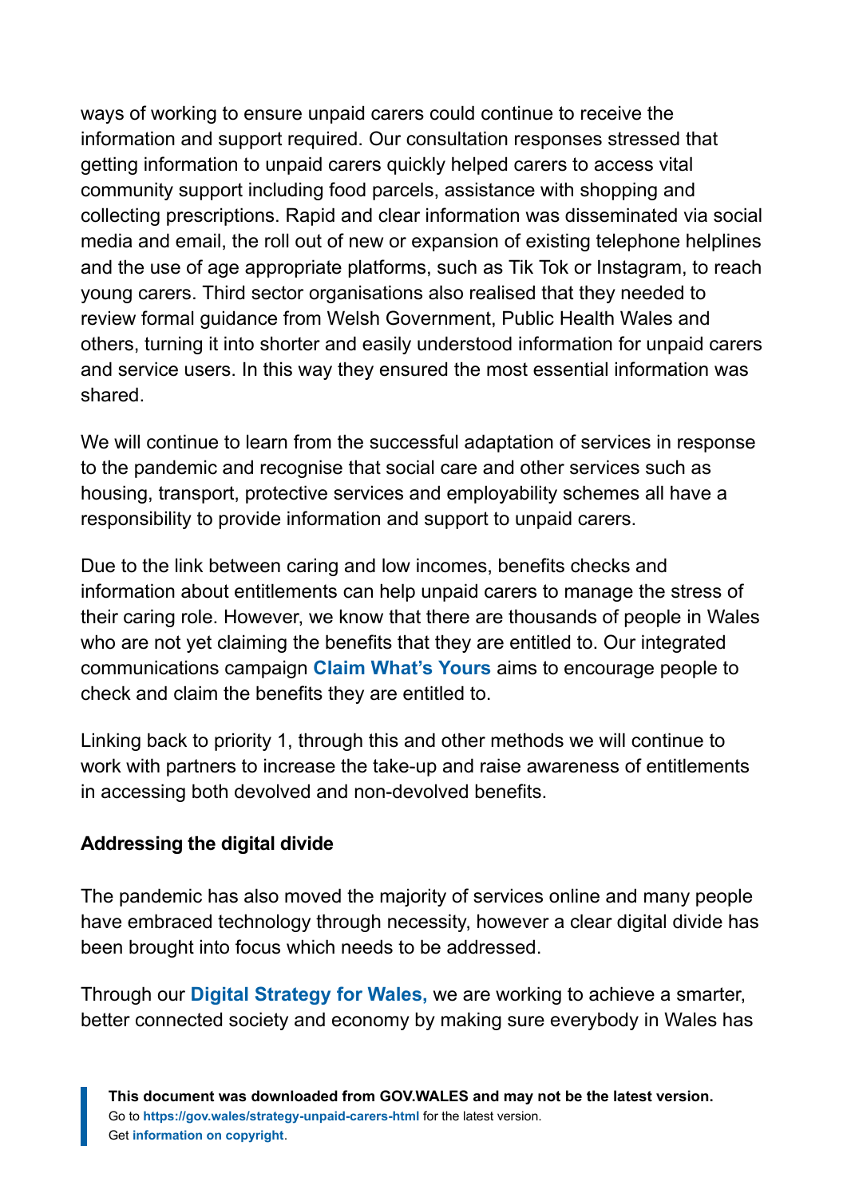ways of working to ensure unpaid carers could continue to receive the information and support required. Our consultation responses stressed that getting information to unpaid carers quickly helped carers to access vital community support including food parcels, assistance with shopping and collecting prescriptions. Rapid and clear information was disseminated via social media and email, the roll out of new or expansion of existing telephone helplines and the use of age appropriate platforms, such as Tik Tok or Instagram, to reach young carers. Third sector organisations also realised that they needed to review formal guidance from Welsh Government, Public Health Wales and others, turning it into shorter and easily understood information for unpaid carers and service users. In this way they ensured the most essential information was shared.

We will continue to learn from the successful adaptation of services in response to the pandemic and recognise that social care and other services such as housing, transport, protective services and employability schemes all have a responsibility to provide information and support to unpaid carers.

Due to the link between caring and low incomes, benefits checks and information about entitlements can help unpaid carers to manage the stress of their caring role. However, we know that there are thousands of people in Wales who are not yet claiming the benefits that they are entitled to. Our integrated communications campaign **Claim What's Yours** aims to encourage people to check and claim the benefits they are entitled to.

Linking back to priority 1, through this and other methods we will continue to work with partners to increase the take-up and raise awareness of entitlements in accessing both devolved and non-devolved benefits.

**Addressing the digital divide**

The pandemic has also moved the majority of services online and many people have embraced technology through necessity, however a clear digital divide has been brought into focus which needs to be addressed.

Through our **Digital Strategy for Wales,** we are working to achieve a smarter, better connected society and economy by making sure everybody in Wales has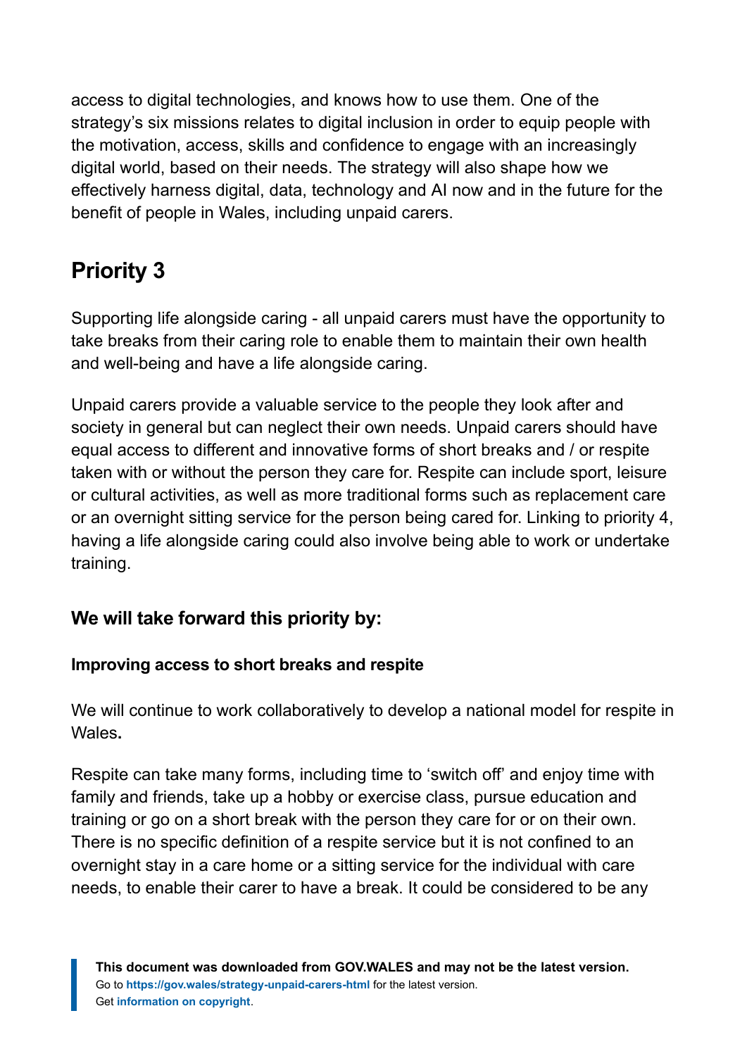access to digital technologies, and knows how to use them. One of the strategy's six missions relates to digital inclusion in order to equip people with the motivation, access, skills and confidence to engage with an increasingly digital world, based on their needs. The strategy will also shape how we effectively harness digital, data, technology and AI now and in the future for the benefit of people in Wales, including unpaid carers.

## Priority 3

Supporting life alongside caring - all unpaid carers must have the opportunity to take breaks from their caring role to enable them to maintain their own health and well-being and have a life alongside caring.

Unpaid carers provide a valuable service to the people they look after and society in general but can neglect their own needs. Unpaid carers should have equal access to different and innovative forms of short breaks and / or respite taken with or without the person they care for. Respite can include sport, leisure or cultural activities, as well as more traditional forms such as replacement care or an overnight sitting service for the person being cared for. Linking to priority 4, having a life alongside caring could also involve being able to work or undertake training.

### We will take forward this priority by:

#### Improving access to short breaks and respite

We will continue to work collaboratively to develop a national model for respite in Wales**.**

Respite can take many forms, including time to 'switch off' and enjoy time with family and friends, take up a hobby or exercise class, pursue education and training or go on a short break with the person they care for or on their own. There is no specific definition of a respite service but it is not confined to an overnight stay in a care home or a sitting service for the individual with care needs, to enable their carer to have a break. It could be considered to be any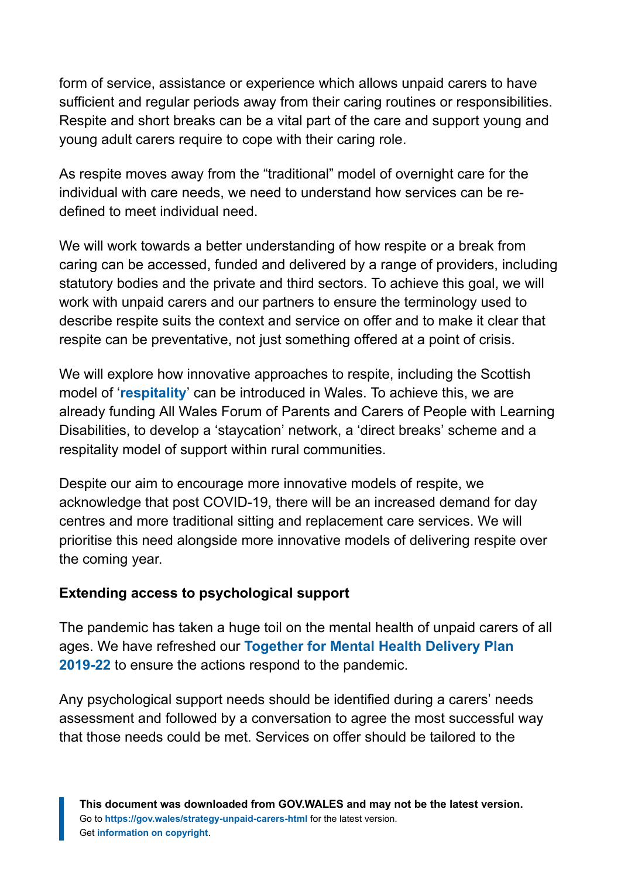form of service, assistance or experience which allows unpaid carers to have sufficient and regular periods away from their caring routines or responsibilities. Respite and short breaks can be a vital part of the care and support young and young adult carers require to cope with their caring role.

As respite moves away from the "traditional" model of overnight care for the individual with care needs, we need to understand how services can be re-defined to meet individual need.

We will work towards a better understanding of how respite or a break from caring can be accessed, funded and delivered by a range of providers, including statutory bodies and the private and third sectors. To achieve this goal, we will work with unpaid carers and our partners to ensure the terminology used to describe respite suits the context and service on offer and to make it clear that respite can be preventative, not just something offered at a point of crisis.

We will explore how innovative approaches to respite, including the Scottish model of '**respitality**' can be introduced in Wales. To achieve this, we are already funding All Wales Forum of Parents and Carers of People with Learning Disabilities, to develop a 'staycation' network, a 'direct breaks' scheme and a respitality model of support within rural communities.

Despite our aim to encourage more innovative models of respite, we acknowledge that post COVID-19, there will be an increased demand for day centres and more traditional sitting and replacement care services. We will prioritise this need alongside more innovative models of delivering respite over the coming year.

**Extending access to psychological support**

The pandemic has taken a huge toil on the mental health of unpaid carers of all ages. We have refreshed our **Together for Mental Health Delivery Plan 2019-22** to ensure the actions respond to the pandemic.

Any psychological support needs should be identified during a carers' needs assessment and followed by a conversation to agree the most successful way that those needs could be met. Services on offer should be tailored to the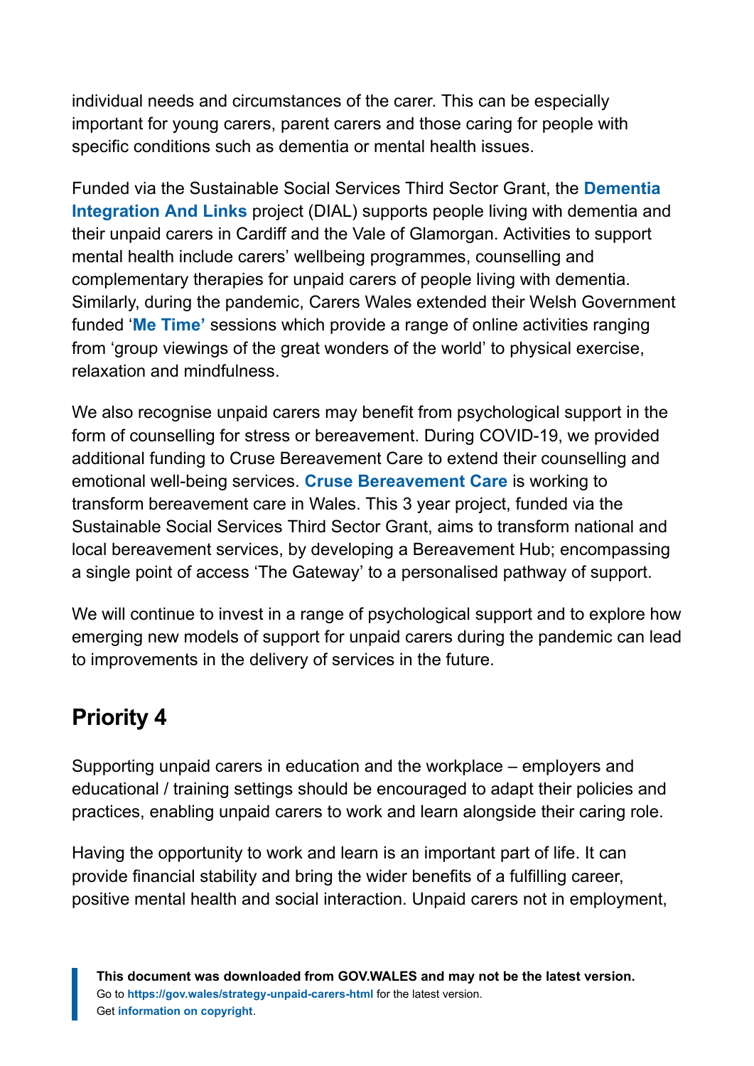individual needs and circumstances of the carer. This can be especially important for young carers, parent carers and those caring for people with specific conditions such as dementia or mental health issues.

Funded via the Sustainable Social Services Third Sector Grant, the **Dementia Integration And Links** project (DIAL) supports people living with dementia and their unpaid carers in Cardiff and the Vale of Glamorgan. Activities to support mental health include carers' wellbeing programmes, counselling and complementary therapies for unpaid carers of people living with dementia. Similarly, during the pandemic, Carers Wales extended their Welsh Government funded '**Me Time'** sessions which provide a range of online activities ranging from 'group viewings of the great wonders of the world' to physical exercise, relaxation and mindfulness.

We also recognise unpaid carers may benefit from psychological support in the form of counselling for stress or bereavement. During COVID-19, we provided additional funding to Cruse Bereavement Care to extend their counselling and emotional well-being services. **Cruse Bereavement Care** is working to transform bereavement care in Wales. This 3 year project, funded via the Sustainable Social Services Third Sector Grant, aims to transform national and local bereavement services, by developing a Bereavement Hub; encompassing a single point of access 'The Gateway' to a personalised pathway of support.

We will continue to invest in a range of psychological support and to explore how emerging new models of support for unpaid carers during the pandemic can lead to improvements in the delivery of services in the future.

## Priority 4

Supporting unpaid carers in education and the workplace – employers and educational / training settings should be encouraged to adapt their policies and practices, enabling unpaid carers to work and learn alongside their caring role.

Having the opportunity to work and learn is an important part of life. It can provide financial stability and bring the wider benefits of a fulfilling career, positive mental health and social interaction. Unpaid carers not in employment,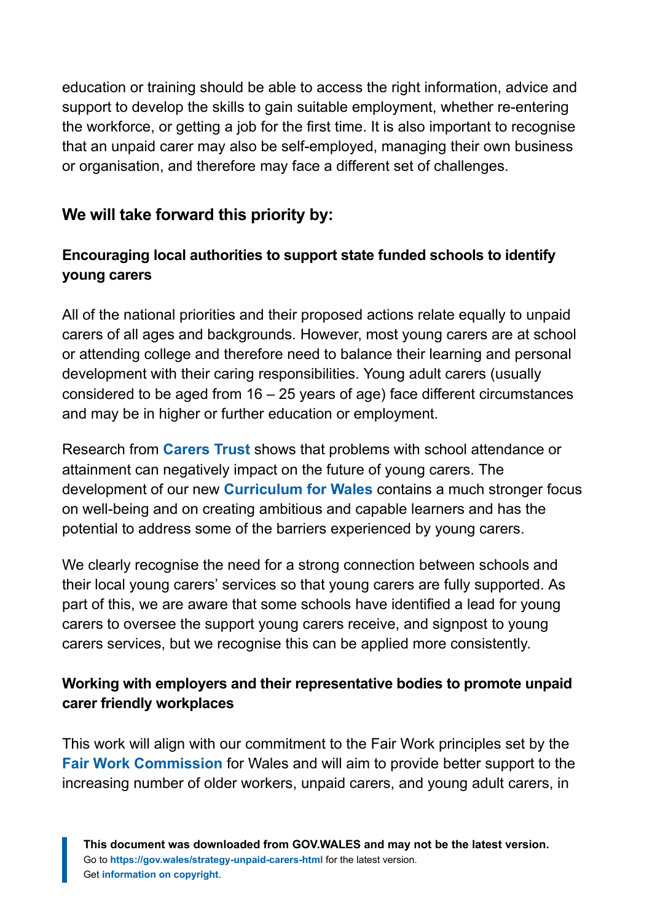education or training should be able to access the right information, advice and support to develop the skills to gain suitable employment, whether re-entering the workforce, or getting a job for the first time. It is also important to recognise that an unpaid carer may also be self-employed, managing their own business or organisation, and therefore may face a different set of challenges.

### We will take forward this priority by:

#### Encouraging local authorities to support state funded schools to identify young carers

All of the national priorities and their proposed actions relate equally to unpaid carers of all ages and backgrounds. However, most young carers are at school or attending college and therefore need to balance their learning and personal development with their caring responsibilities. Young adult carers (usually considered to be aged from 16 – 25 years of age) face different circumstances and may be in higher or further education or employment.

Research from **Carers Trust** shows that problems with school attendance or attainment can negatively impact on the future of young carers. The development of our new **Curriculum for Wales** contains a much stronger focus on well-being and on creating ambitious and capable learners and has the potential to address some of the barriers experienced by young carers.

We clearly recognise the need for a strong connection between schools and their local young carers' services so that young carers are fully supported. As part of this, we are aware that some schools have identified a lead for young carers to oversee the support young carers receive, and signpost to young carers services, but we recognise this can be applied more consistently.

#### Working with employers and their representative bodies to promote unpaid carer friendly workplaces

This work will align with our commitment to the Fair Work principles set by the **Fair Work Commission** for Wales and will aim to provide better support to the increasing number of older workers, unpaid carers, and young adult carers, in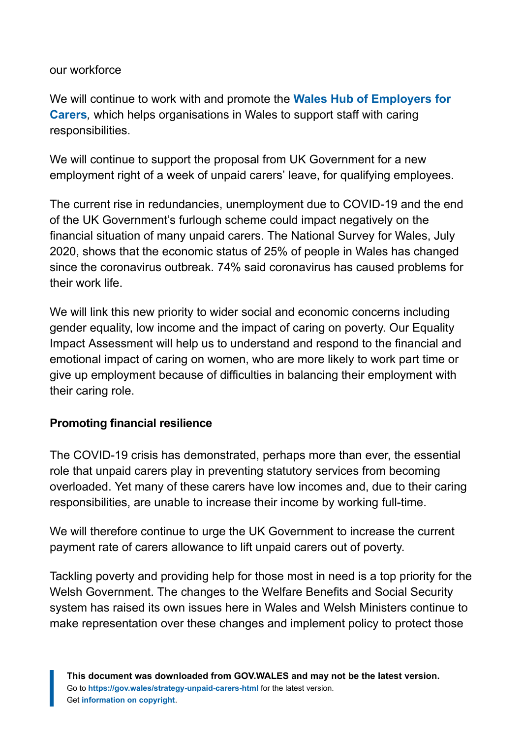our workforce

We will continue to work with and promote the **Wales Hub of Employers for Carers***,* which helps organisations in Wales to support staff with caring responsibilities.

We will continue to support the proposal from UK Government for a new employment right of a week of unpaid carers' leave, for qualifying employees.

The current rise in redundancies, unemployment due to COVID-19 and the end of the UK Government's furlough scheme could impact negatively on the financial situation of many unpaid carers. The National Survey for Wales, July 2020, shows that the economic status of 25% of people in Wales has changed since the coronavirus outbreak. 74% said coronavirus has caused problems for their work life.

We will link this new priority to wider social and economic concerns including gender equality, low income and the impact of caring on poverty. Our Equality Impact Assessment will help us to understand and respond to the financial and emotional impact of caring on women, who are more likely to work part time or give up employment because of difficulties in balancing their employment with their caring role.

**Promoting financial resilience**

The COVID-19 crisis has demonstrated, perhaps more than ever, the essential role that unpaid carers play in preventing statutory services from becoming overloaded. Yet many of these carers have low incomes and, due to their caring responsibilities, are unable to increase their income by working full-time.

We will therefore continue to urge the UK Government to increase the current payment rate of carers allowance to lift unpaid carers out of poverty.

Tackling poverty and providing help for those most in need is a top priority for the Welsh Government. The changes to the Welfare Benefits and Social Security system has raised its own issues here in Wales and Welsh Ministers continue to make representation over these changes and implement policy to protect those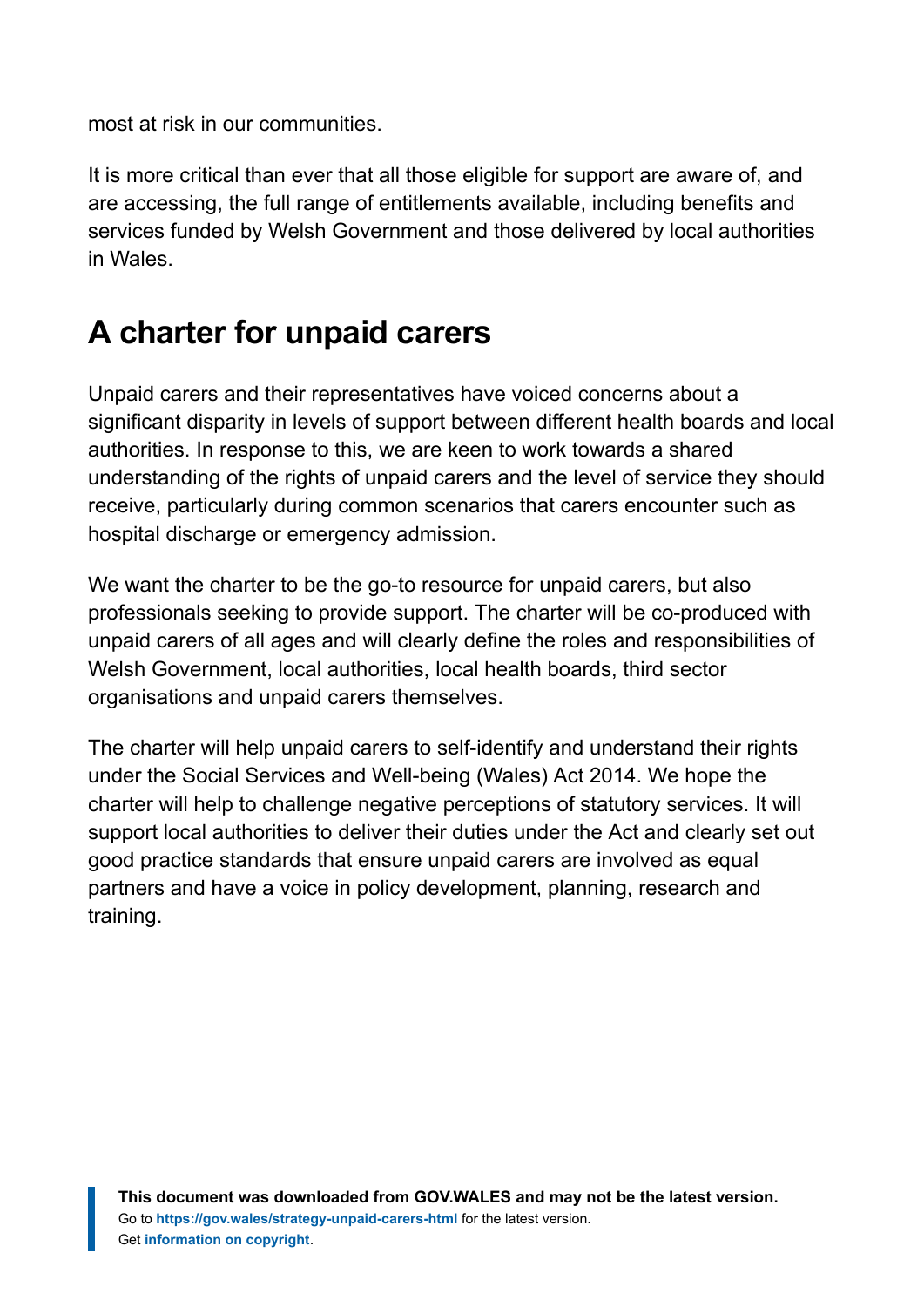most at risk in our communities.

It is more critical than ever that all those eligible for support are aware of, and are accessing, the full range of entitlements available, including benefits and services funded by Welsh Government and those delivered by local authorities in Wales.

## A charter for unpaid carers

Unpaid carers and their representatives have voiced concerns about a significant disparity in levels of support between different health boards and local authorities. In response to this, we are keen to work towards a shared understanding of the rights of unpaid carers and the level of service they should receive, particularly during common scenarios that carers encounter such as hospital discharge or emergency admission.

We want the charter to be the go-to resource for unpaid carers, but also professionals seeking to provide support. The charter will be co-produced with unpaid carers of all ages and will clearly define the roles and responsibilities of Welsh Government, local authorities, local health boards, third sector organisations and unpaid carers themselves.

The charter will help unpaid carers to self-identify and understand their rights under the Social Services and Well-being (Wales) Act 2014. We hope the charter will help to challenge negative perceptions of statutory services. It will support local authorities to deliver their duties under the Act and clearly set out good practice standards that ensure unpaid carers are involved as equal partners and have a voice in policy development, planning, research and training.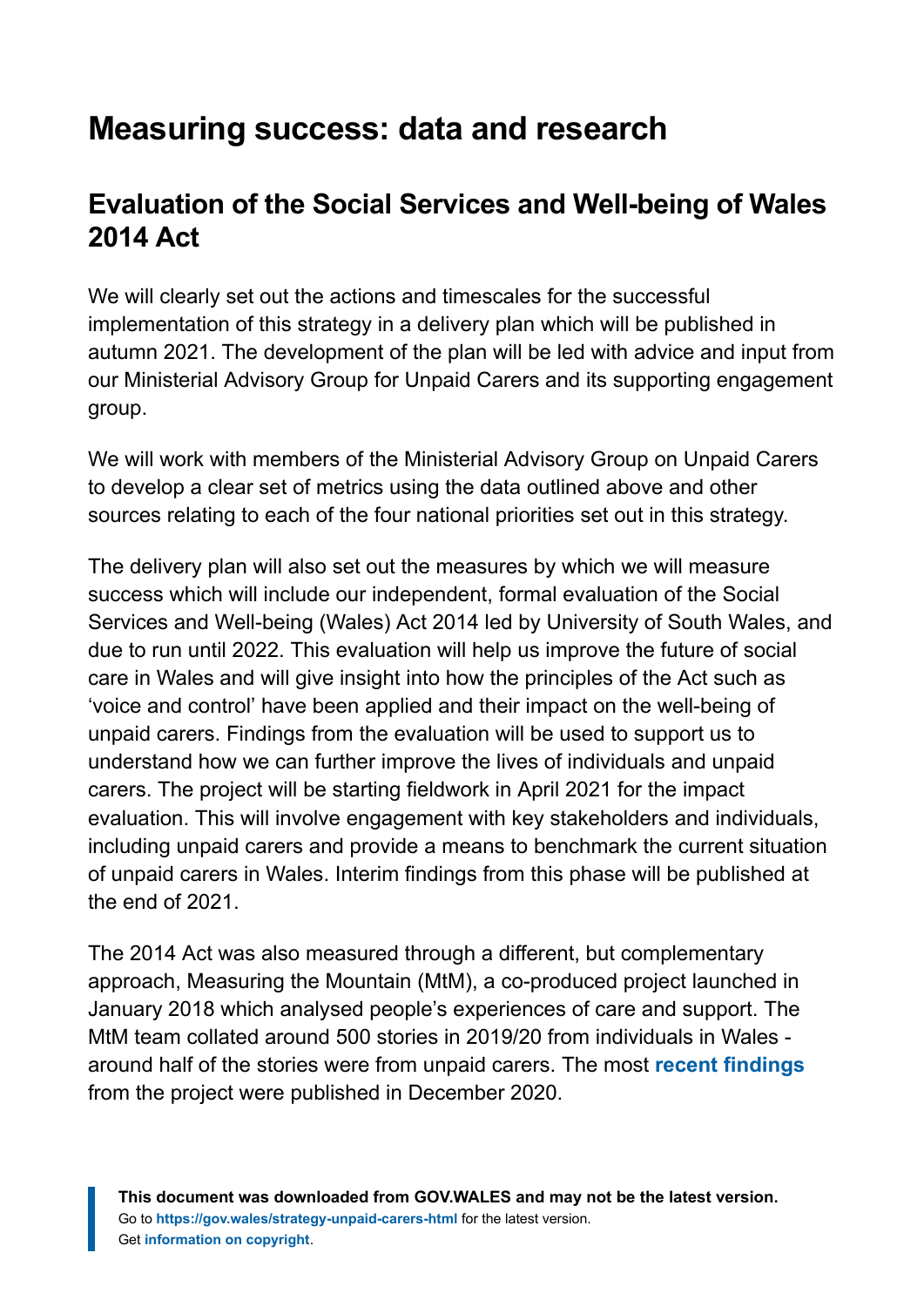# Measuring success: data and research

## Evaluation of the Social Services and Well-being of Wales 2014 Act

We will clearly set out the actions and timescales for the successful implementation of this strategy in a delivery plan which will be published in autumn 2021. The development of the plan will be led with advice and input from our Ministerial Advisory Group for Unpaid Carers and its supporting engagement group.

We will work with members of the Ministerial Advisory Group on Unpaid Carers to develop a clear set of metrics using the data outlined above and other sources relating to each of the four national priorities set out in this strategy.

The delivery plan will also set out the measures by which we will measure success which will include our independent, formal evaluation of the Social Services and Well-being (Wales) Act 2014 led by University of South Wales, and due to run until 2022. This evaluation will help us improve the future of social care in Wales and will give insight into how the principles of the Act such as 'voice and control' have been applied and their impact on the well-being of unpaid carers. Findings from the evaluation will be used to support us to understand how we can further improve the lives of individuals and unpaid carers. The project will be starting fieldwork in April 2021 for the impact evaluation. This will involve engagement with key stakeholders and individuals, including unpaid carers and provide a means to benchmark the current situation of unpaid carers in Wales. Interim findings from this phase will be published at the end of 2021.

The 2014 Act was also measured through a different, but complementary approach, Measuring the Mountain (MtM), a co-produced project launched in January 2018 which analysed people's experiences of care and support. The MtM team collated around 500 stories in 2019/20 from individuals in Wales - around half of the stories were from unpaid carers. The most **recent findings** from the project were published in December 2020.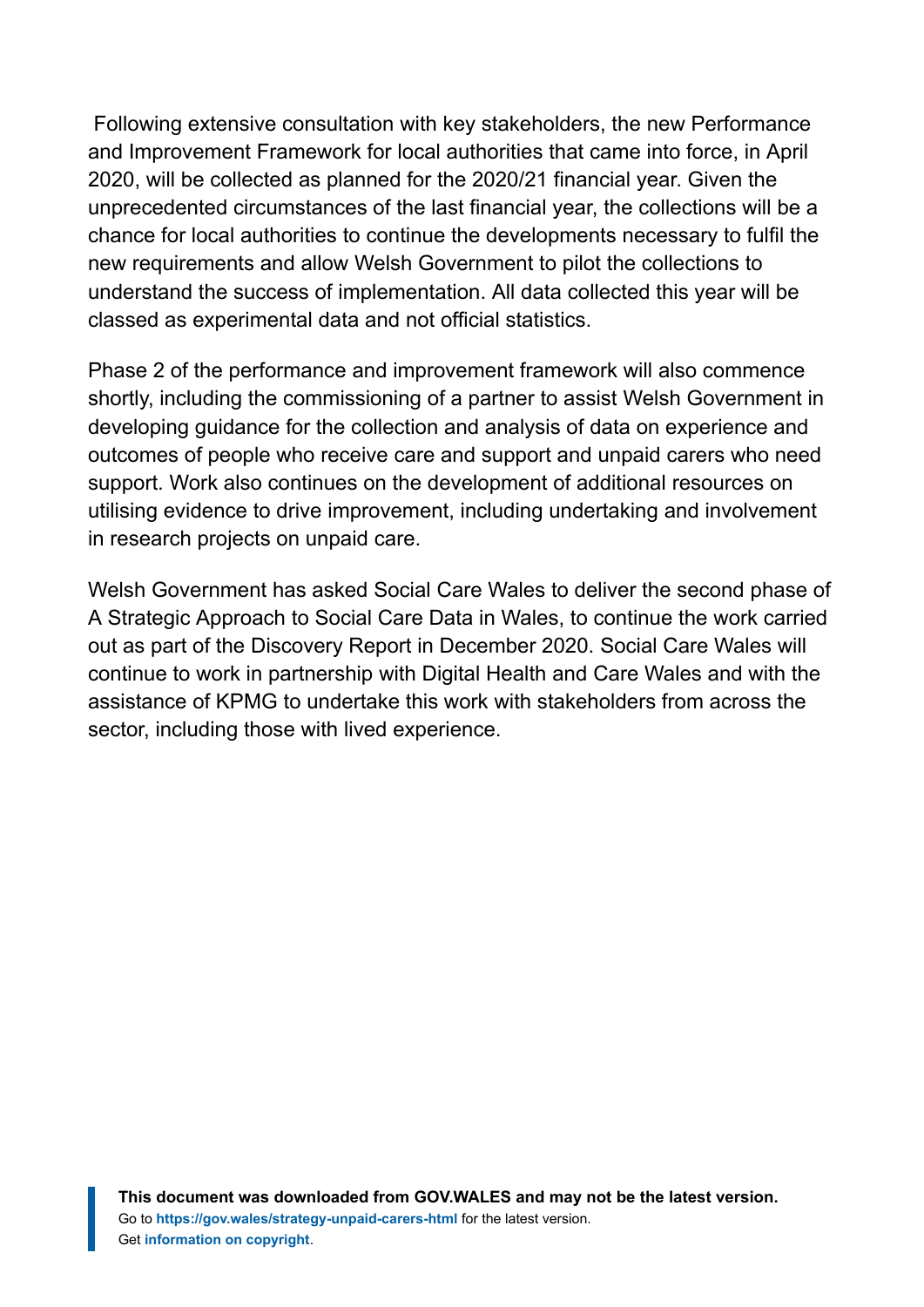Following extensive consultation with key stakeholders, the new Performance and Improvement Framework for local authorities that came into force, in April 2020, will be collected as planned for the 2020/21 financial year. Given the unprecedented circumstances of the last financial year, the collections will be a chance for local authorities to continue the developments necessary to fulfil the new requirements and allow Welsh Government to pilot the collections to understand the success of implementation. All data collected this year will be classed as experimental data and not official statistics.

Phase 2 of the performance and improvement framework will also commence shortly, including the commissioning of a partner to assist Welsh Government in developing guidance for the collection and analysis of data on experience and outcomes of people who receive care and support and unpaid carers who need support. Work also continues on the development of additional resources on utilising evidence to drive improvement, including undertaking and involvement in research projects on unpaid care.

Welsh Government has asked Social Care Wales to deliver the second phase of A Strategic Approach to Social Care Data in Wales, to continue the work carried out as part of the Discovery Report in December 2020. Social Care Wales will continue to work in partnership with Digital Health and Care Wales and with the assistance of KPMG to undertake this work with stakeholders from across the sector, including those with lived experience.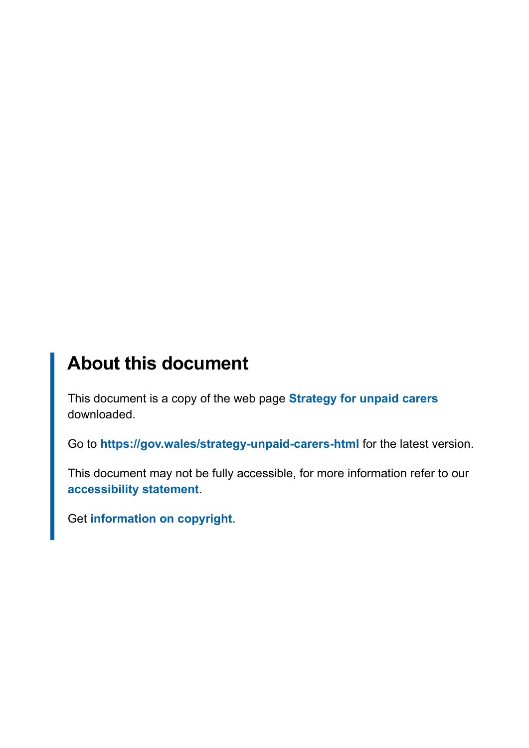## About this document

This document is a copy of the web page **Strategy for unpaid carers** downloaded.

Go to **https://gov.wales/strategy-unpaid-carers-html** for the latest version.

This document may not be fully accessible, for more information refer to our **accessibility statement**.

Get **information on copyright**.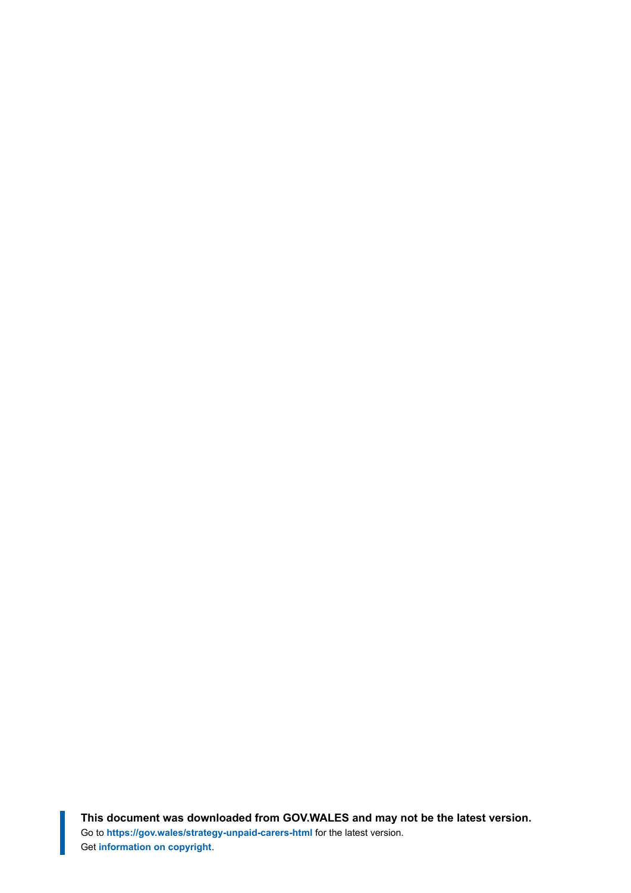**This document was downloaded from GOV.WALES and may not be the latest version.**
Go to **https://gov.wales/strategy-unpaid-carers-html** for the latest version.
Get **information on copyright**.